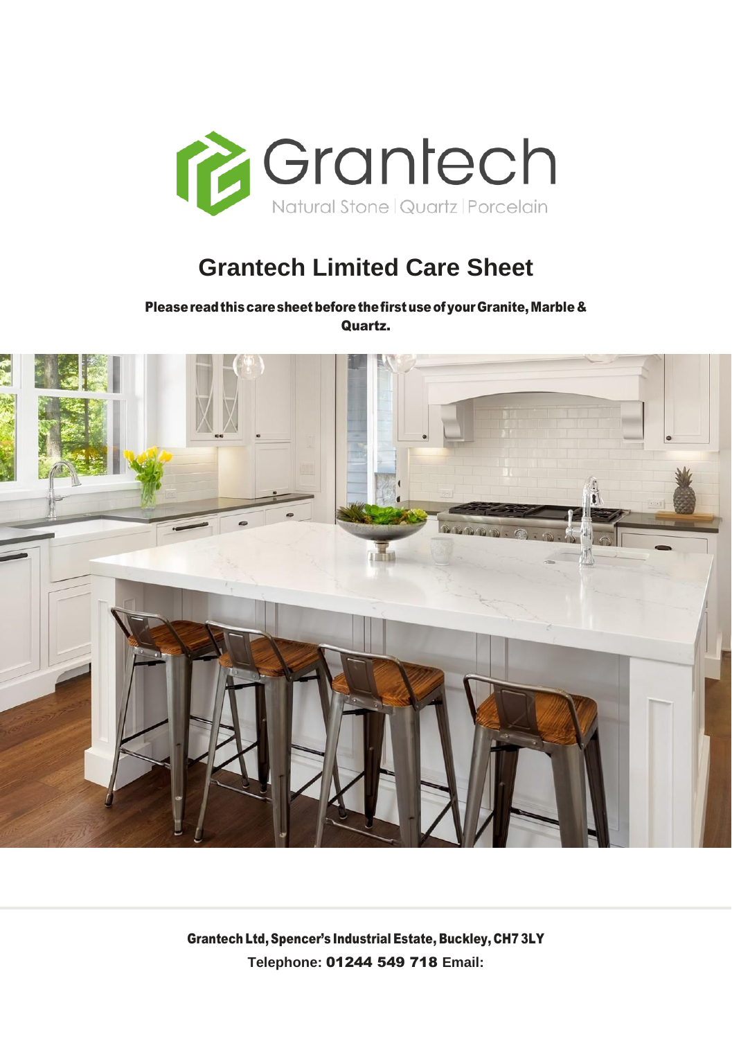Grantech

Natural Stone | Quartz | Porcelain

# Grantech Limited Care Sheet

**Please read this care sheet before the first use of your Granite, Marble & Quartz.**

**Grantech Ltd, Spencer's Industrial Estate, Buckley, CH7 3LY**

**Telephone: 01244 549 718 Email:**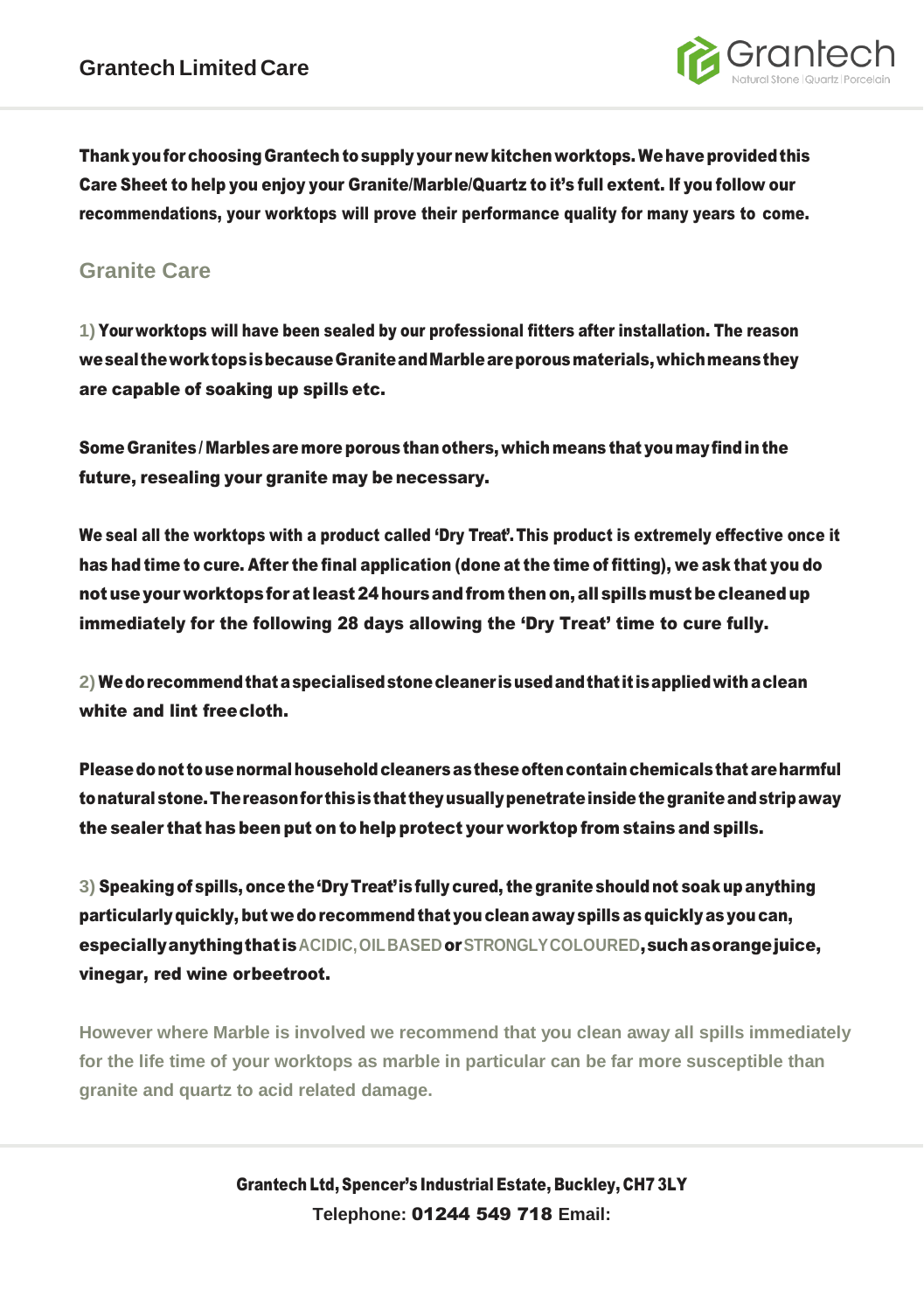# Grantech Limited Care

**Thank you for choosing Grantech to supply your new kitchen worktops. We have provided this Care Sheet to help you enjoy your Granite/Marble/Quartz to it's full extent. If you follow our recommendations, your worktops will prove their performance quality for many years to come.**

## Granite Care

1) **Your worktops will have been sealed by our professional fitters after installation. The reason we seal the work tops is because Granite and Marble are porous materials, which means they are capable of soaking up spills etc.**

**Some Granites / Marbles are more porous than others, which means that you may find in the future, resealing your granite may be necessary.**

**We seal all the worktops with a product called 'Dry Treat'. This product is extremely effective once it has had time to cure. After the final application (done at the time of fitting), we ask that you do not use your worktops for at least 24 hours and from then on, all spills must be cleaned up immediately for the following 28 days allowing the 'Dry Treat' time to cure fully.**

2) **We do recommend that a specialised stone cleaner is used and that it is applied with a clean white and lint free cloth.**

**Please do not to use normal household cleaners as these often contain chemicals that are harmful to natural stone. The reason for this is that they usually penetrate inside the granite and strip away the sealer that has been put on to help protect your worktop from stains and spills.**

3) **Speaking of spills, once the 'Dry Treat' is fully cured, the granite should not soak up anything particularly quickly, but we do recommend that you clean away spills as quickly as you can, especially anything that is** ACIDIC, OIL BASED **or** STRONGLY COLOURED**, such as orange juice, vinegar, red wine or beetroot.**

**However where Marble is involved we recommend that you clean away all spills immediately for the life time of your worktops as marble in particular can be far more susceptible than granite and quartz to acid related damage.**

**Grantech Ltd, Spencer's Industrial Estate, Buckley, CH7 3LY**
**Telephone: 01244 549 718 Email:**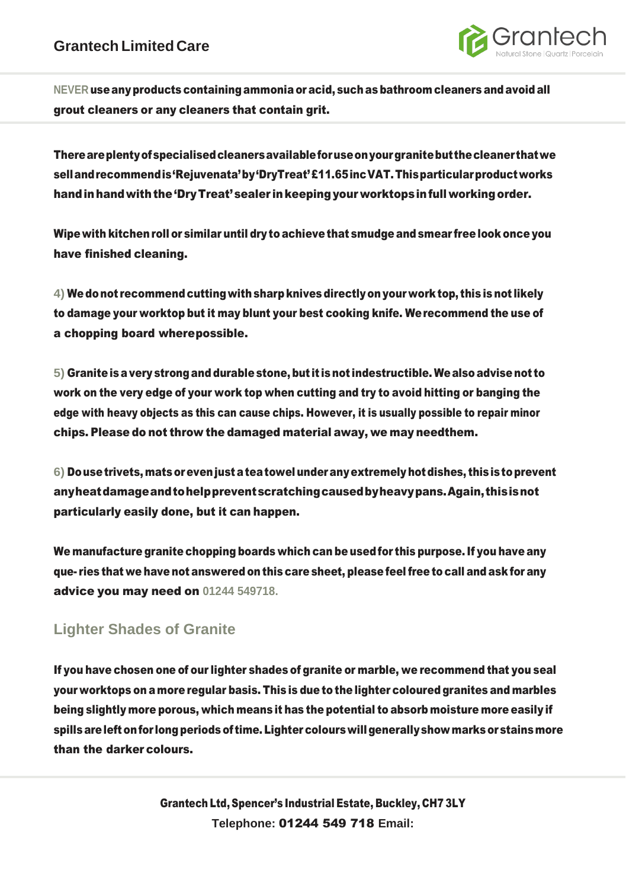**NEVER use any products containing ammonia or acid, such as bathroom cleaners and avoid all grout cleaners or any cleaners that contain grit.**

**There are plenty of specialised cleaners available for use on your granite but the cleaner that we sell and recommend is 'Rejuvenata' by 'DryTreat' £11.65 inc VAT. This particular product works hand in hand with the 'Dry Treat' sealer in keeping your worktops in full working order.**

**Wipe with kitchen roll or similar until dry to achieve that smudge and smear free look once you have finished cleaning.**

**4) We do not recommend cutting with sharp knives directly on your work top, this is not likely to damage your worktop but it may blunt your best cooking knife. We recommend the use of a chopping board wherepossible.**

**5) Granite is a very strong and durable stone, but it is not indestructible. We also advise not to work on the very edge of your work top when cutting and try to avoid hitting or banging the edge with heavy objects as this can cause chips. However, it is usually possible to repair minor chips. Please do not throw the damaged material away, we may needthem.**

**6) Do use trivets, mats or even just a tea towel under any extremely hot dishes, this is to prevent any heat damage and to help prevent scratching caused by heavy pans. Again, this is not particularly easily done, but it can happen.**

**We manufacture granite chopping boards which can be used for this purpose. If you have any que- ries that we have not answered on this care sheet, please feel free to call and ask for any advice you may need on 01244 549718.**

## Lighter Shades of Granite

**If you have chosen one of our lighter shades of granite or marble, we recommend that you seal your worktops on a more regular basis. This is due to the lighter coloured granites and marbles being slightly more porous, which means it has the potential to absorb moisture more easily if spills are left on for long periods of time. Lighter colours will generally show marks or stains more than the darker colours.**

**Grantech Ltd, Spencer's Industrial Estate, Buckley, CH7 3LY**

**Telephone: 01244 549 718 Email:**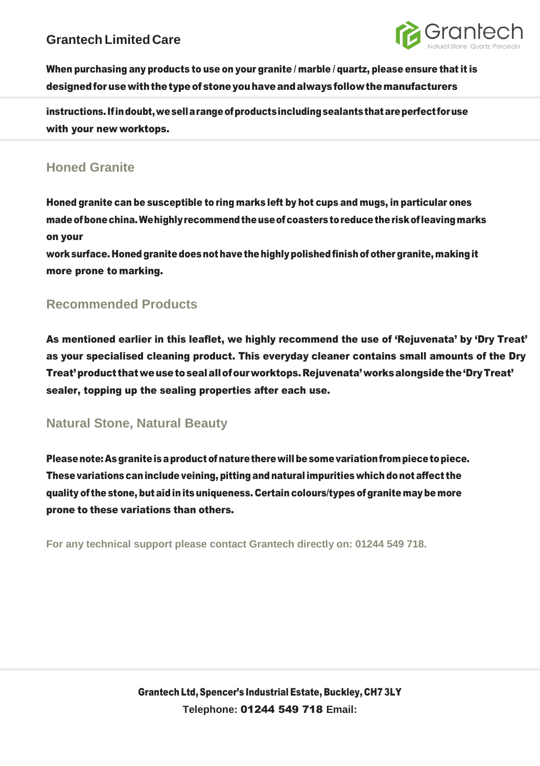**When purchasing any products to use on your granite / marble / quartz, please ensure that it is designed for use with the type of stone you have and always follow the manufacturers instructions. If in doubt, we sell a range of products including sealants that are perfect for use with your new worktops.**

## Honed Granite

**Honed granite can be susceptible to ring marks left by hot cups and mugs, in particular ones made of bone china. We highly recommend the use of coasters to reduce the risk of leaving marks on your work surface. Honed granite does not have the highly polished finish of other granite, making it more prone to marking.**

## Recommended Products

**As mentioned earlier in this leaflet, we highly recommend the use of 'Rejuvenata' by 'Dry Treat' as your specialised cleaning product. This everyday cleaner contains small amounts of the Dry Treat' product that we use to seal all of our worktops. Rejuvenata' works alongside the 'Dry Treat' sealer, topping up the sealing properties after each use.**

## Natural Stone, Natural Beauty

**Please note: As granite is a product of nature there will be some variation from piece to piece. These variations can include veining, pitting and natural impurities which do not affect the quality of the stone, but aid in its uniqueness. Certain colours/types of granite may be more prone to these variations than others.**

**For any technical support please contact Grantech directly on: 01244 549 718.**

**Grantech Ltd, Spencer's Industrial Estate, Buckley, CH7 3LY**
**Telephone: 01244 549 718 Email:**